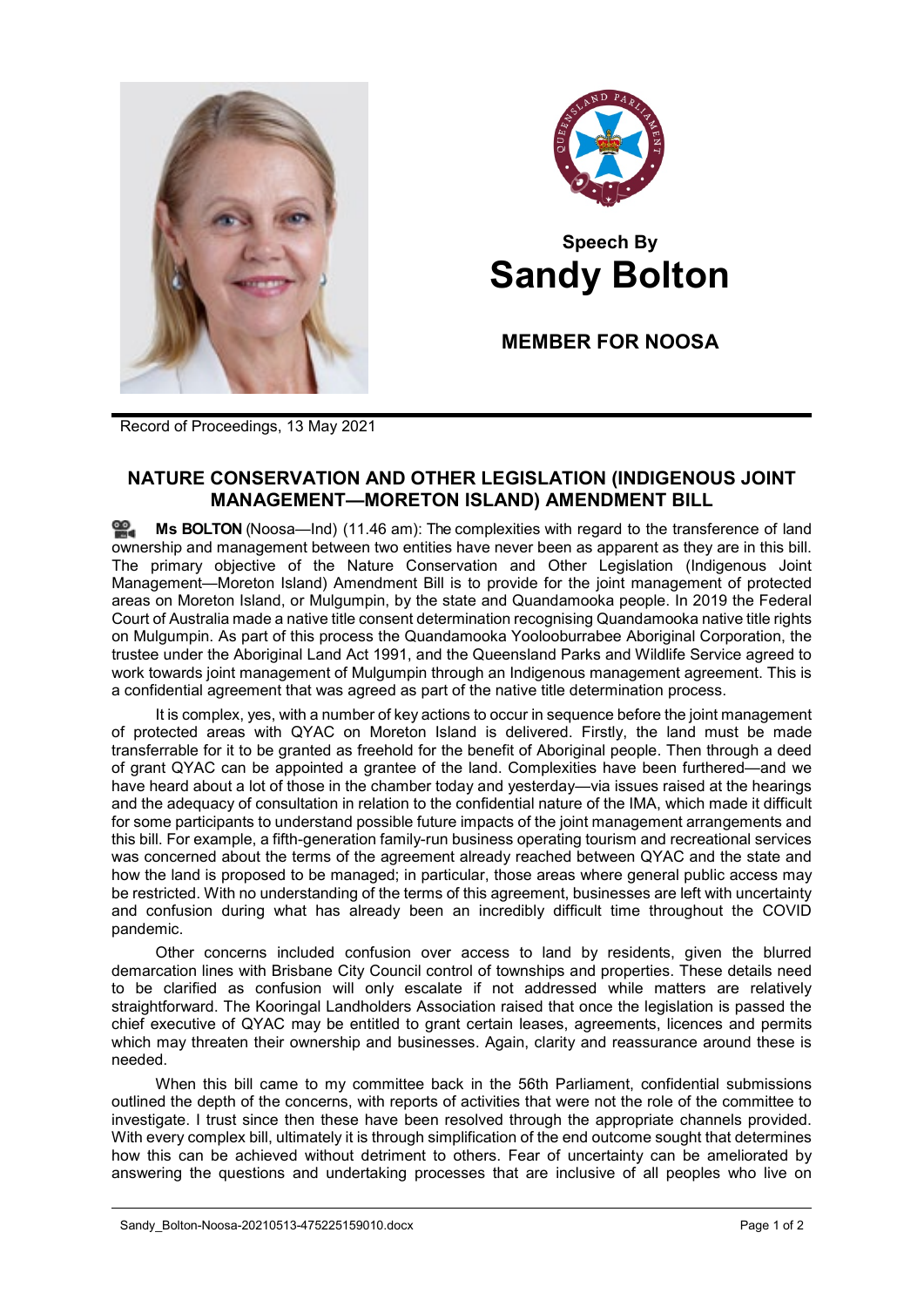**Speech By**

# Sandy Bolton

**MEMBER FOR NOOSA**

Record of Proceedings, 13 May 2021

## NATURE CONSERVATION AND OTHER LEGISLATION (INDIGENOUS JOINT MANAGEMENT—MORETON ISLAND) AMENDMENT BILL

**Ms BOLTON** (Noosa—Ind) (11.46 am): The complexities with regard to the transference of land ownership and management between two entities have never been as apparent as they are in this bill. The primary objective of the Nature Conservation and Other Legislation (Indigenous Joint Management—Moreton Island) Amendment Bill is to provide for the joint management of protected areas on Moreton Island, or Mulgumpin, by the state and Quandamooka people. In 2019 the Federal Court of Australia made a native title consent determination recognising Quandamooka native title rights on Mulgumpin. As part of this process the Quandamooka Yoolooburrabee Aboriginal Corporation, the trustee under the Aboriginal Land Act 1991, and the Queensland Parks and Wildlife Service agreed to work towards joint management of Mulgumpin through an Indigenous management agreement. This is a confidential agreement that was agreed as part of the native title determination process.

It is complex, yes, with a number of key actions to occur in sequence before the joint management of protected areas with QYAC on Moreton Island is delivered. Firstly, the land must be made transferrable for it to be granted as freehold for the benefit of Aboriginal people. Then through a deed of grant QYAC can be appointed a grantee of the land. Complexities have been furthered—and we have heard about a lot of those in the chamber today and yesterday—via issues raised at the hearings and the adequacy of consultation in relation to the confidential nature of the IMA, which made it difficult for some participants to understand possible future impacts of the joint management arrangements and this bill. For example, a fifth-generation family-run business operating tourism and recreational services was concerned about the terms of the agreement already reached between QYAC and the state and how the land is proposed to be managed; in particular, those areas where general public access may be restricted. With no understanding of the terms of this agreement, businesses are left with uncertainty and confusion during what has already been an incredibly difficult time throughout the COVID pandemic.

Other concerns included confusion over access to land by residents, given the blurred demarcation lines with Brisbane City Council control of townships and properties. These details need to be clarified as confusion will only escalate if not addressed while matters are relatively straightforward. The Kooringal Landholders Association raised that once the legislation is passed the chief executive of QYAC may be entitled to grant certain leases, agreements, licences and permits which may threaten their ownership and businesses. Again, clarity and reassurance around these is needed.

When this bill came to my committee back in the 56th Parliament, confidential submissions outlined the depth of the concerns, with reports of activities that were not the role of the committee to investigate. I trust since then these have been resolved through the appropriate channels provided. With every complex bill, ultimately it is through simplification of the end outcome sought that determines how this can be achieved without detriment to others. Fear of uncertainty can be ameliorated by answering the questions and undertaking processes that are inclusive of all peoples who live on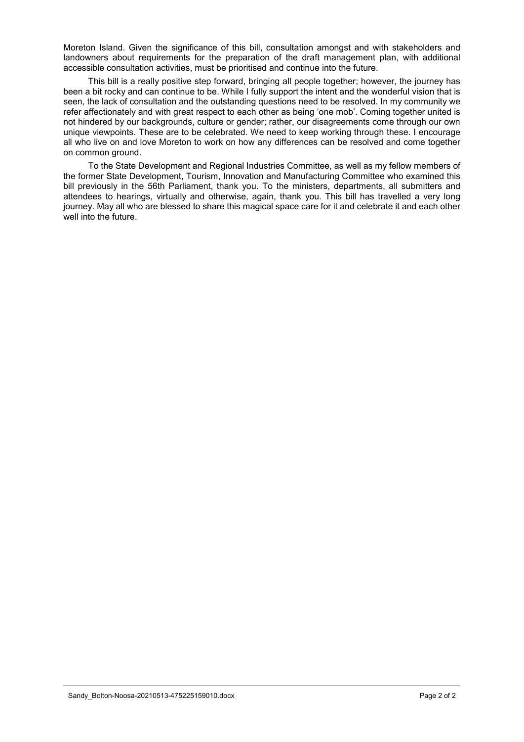Moreton Island. Given the significance of this bill, consultation amongst and with stakeholders and landowners about requirements for the preparation of the draft management plan, with additional accessible consultation activities, must be prioritised and continue into the future.

This bill is a really positive step forward, bringing all people together; however, the journey has been a bit rocky and can continue to be. While I fully support the intent and the wonderful vision that is seen, the lack of consultation and the outstanding questions need to be resolved. In my community we refer affectionately and with great respect to each other as being 'one mob'. Coming together united is not hindered by our backgrounds, culture or gender; rather, our disagreements come through our own unique viewpoints. These are to be celebrated. We need to keep working through these. I encourage all who live on and love Moreton to work on how any differences can be resolved and come together on common ground.

To the State Development and Regional Industries Committee, as well as my fellow members of the former State Development, Tourism, Innovation and Manufacturing Committee who examined this bill previously in the 56th Parliament, thank you. To the ministers, departments, all submitters and attendees to hearings, virtually and otherwise, again, thank you. This bill has travelled a very long journey. May all who are blessed to share this magical space care for it and celebrate it and each other well into the future.